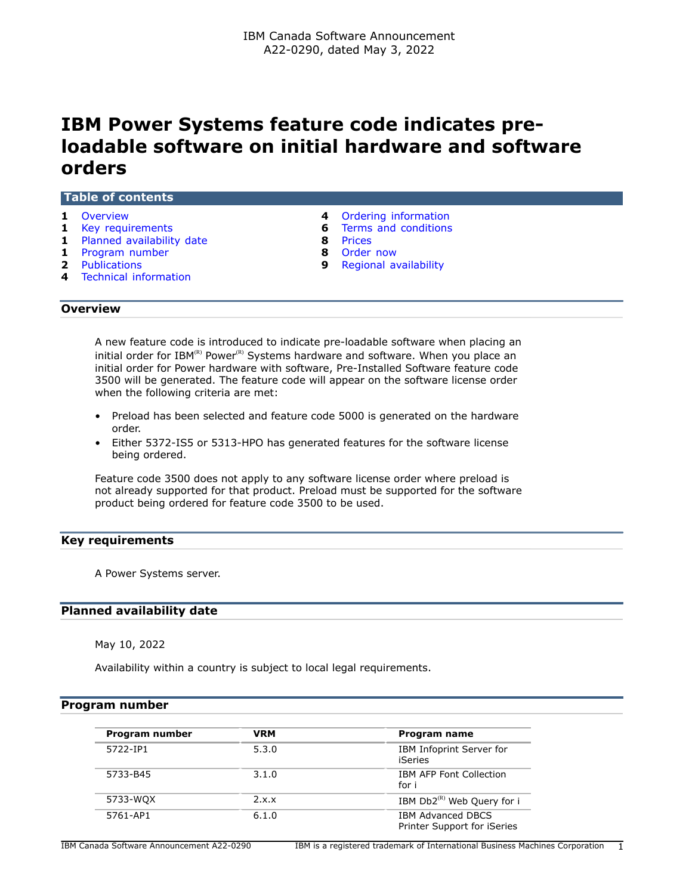IBM Canada Software Announcement
A22-0290, dated May 3, 2022

# IBM Power Systems feature code indicates pre-loadable software on initial hardware and software orders

**Table of contents**

| | | | |
|---|---|---|---|
| 1 | Overview | 4 | Ordering information |
| 1 | Key requirements | 6 | Terms and conditions |
| 1 | Planned availability date | 8 | Prices |
| 1 | Program number | 8 | Order now |
| 2 | Publications | 9 | Regional availability |
| 4 | Technical information | | |

## Overview

A new feature code is introduced to indicate pre-loadable software when placing an initial order for IBM(R) Power(R) Systems hardware and software. When you place an initial order for Power hardware with software, Pre-Installed Software feature code 3500 will be generated. The feature code will appear on the software license order when the following criteria are met:

- Preload has been selected and feature code 5000 is generated on the hardware order.
- Either 5372-IS5 or 5313-HPO has generated features for the software license being ordered.

Feature code 3500 does not apply to any software license order where preload is not already supported for that product. Preload must be supported for the software product being ordered for feature code 3500 to be used.

## Key requirements

A Power Systems server.

## Planned availability date

May 10, 2022

Availability within a country is subject to local legal requirements.

## Program number

| Program number | VRM | Program name |
|---|---|---|
| 5722-IP1 | 5.3.0 | IBM Infoprint Server for iSeries |
| 5733-B45 | 3.1.0 | IBM AFP Font Collection for i |
| 5733-WQX | 2.x.x | IBM Db2(R) Web Query for i |
| 5761-AP1 | 6.1.0 | IBM Advanced DBCS Printer Support for iSeries |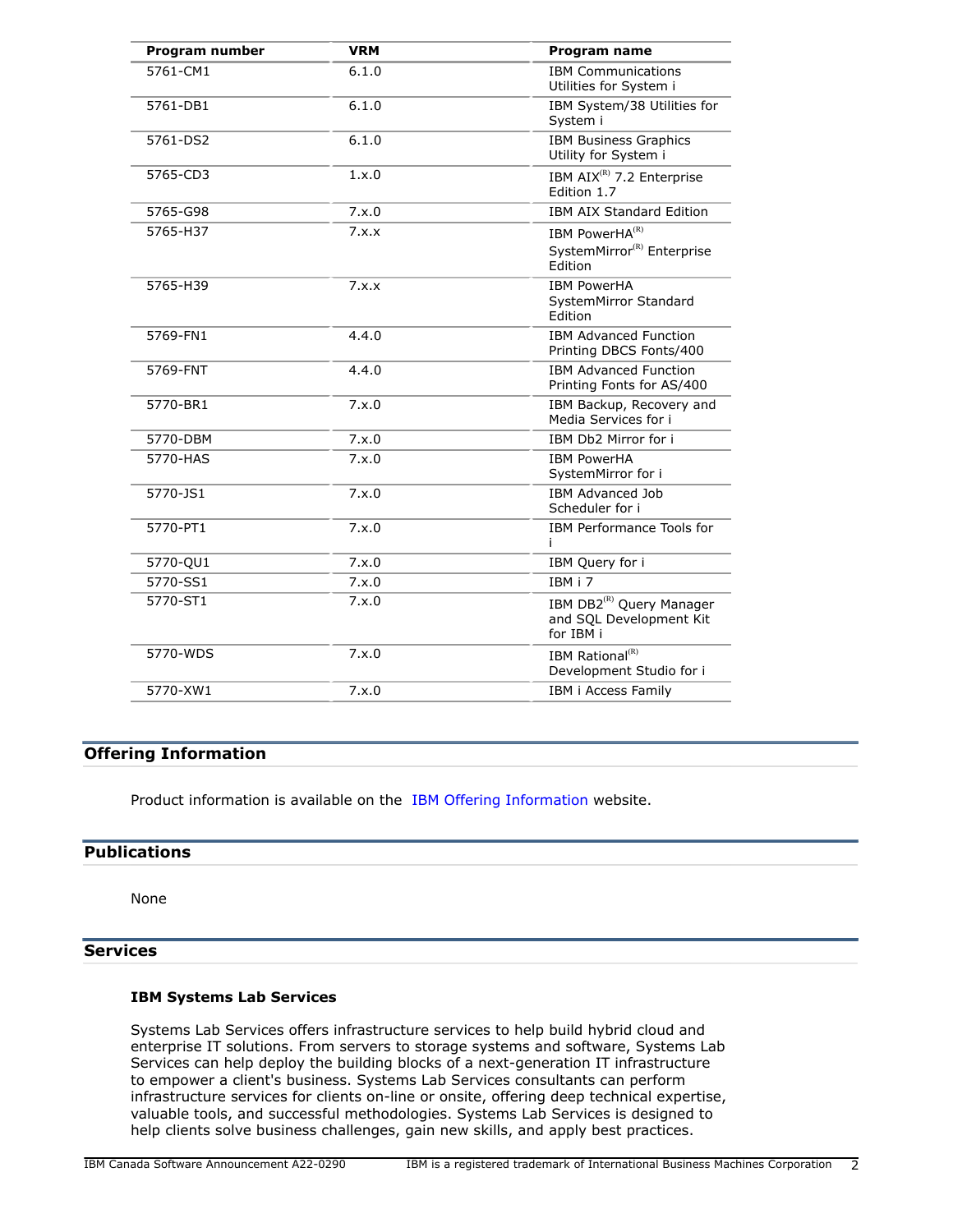| Program number | VRM | Program name |
| --- | --- | --- |
| 5761-CM1 | 6.1.0 | IBM Communications Utilities for System i |
| 5761-DB1 | 6.1.0 | IBM System/38 Utilities for System i |
| 5761-DS2 | 6.1.0 | IBM Business Graphics Utility for System i |
| 5765-CD3 | 1.x.0 | IBM AIX(R) 7.2 Enterprise Edition 1.7 |
| 5765-G98 | 7.x.0 | IBM AIX Standard Edition |
| 5765-H37 | 7.x.x | IBM PowerHA(R) SystemMirror(R) Enterprise Edition |
| 5765-H39 | 7.x.x | IBM PowerHA SystemMirror Standard Edition |
| 5769-FN1 | 4.4.0 | IBM Advanced Function Printing DBCS Fonts/400 |
| 5769-FNT | 4.4.0 | IBM Advanced Function Printing Fonts for AS/400 |
| 5770-BR1 | 7.x.0 | IBM Backup, Recovery and Media Services for i |
| 5770-DBM | 7.x.0 | IBM Db2 Mirror for i |
| 5770-HAS | 7.x.0 | IBM PowerHA SystemMirror for i |
| 5770-JS1 | 7.x.0 | IBM Advanced Job Scheduler for i |
| 5770-PT1 | 7.x.0 | IBM Performance Tools for i |
| 5770-QU1 | 7.x.0 | IBM Query for i |
| 5770-SS1 | 7.x.0 | IBM i 7 |
| 5770-ST1 | 7.x.0 | IBM DB2(R) Query Manager and SQL Development Kit for IBM i |
| 5770-WDS | 7.x.0 | IBM Rational(R) Development Studio for i |
| 5770-XW1 | 7.x.0 | IBM i Access Family |

## Offering Information

Product information is available on the IBM Offering Information website.

## Publications

None

## Services

### IBM Systems Lab Services

Systems Lab Services offers infrastructure services to help build hybrid cloud and enterprise IT solutions. From servers to storage systems and software, Systems Lab Services can help deploy the building blocks of a next-generation IT infrastructure to empower a client's business. Systems Lab Services consultants can perform infrastructure services for clients on-line or onsite, offering deep technical expertise, valuable tools, and successful methodologies. Systems Lab Services is designed to help clients solve business challenges, gain new skills, and apply best practices.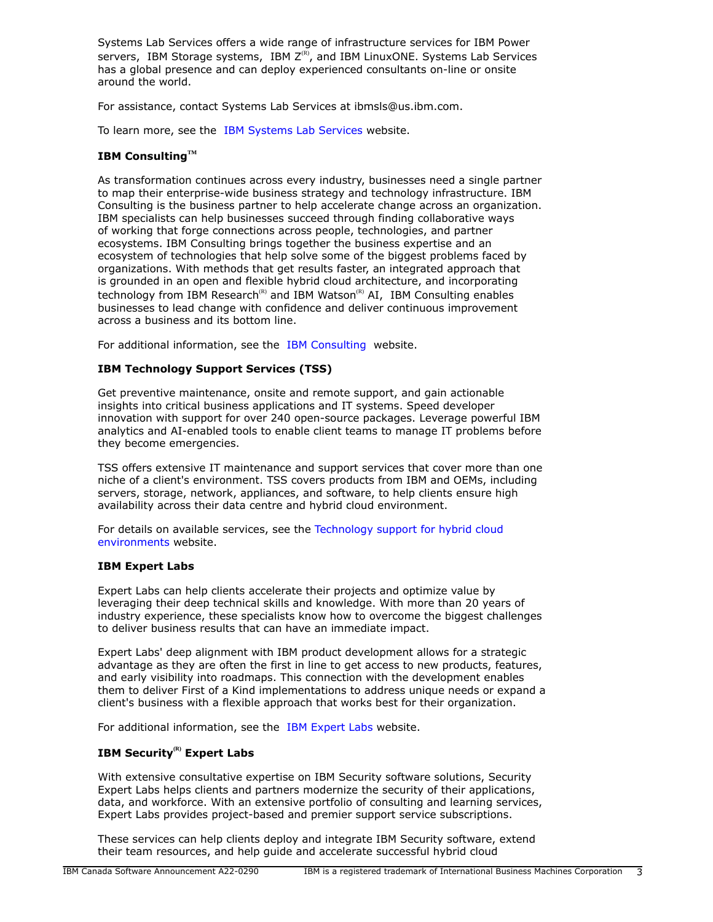Systems Lab Services offers a wide range of infrastructure services for IBM Power servers, IBM Storage systems, IBM Z(R), and IBM LinuxONE. Systems Lab Services has a global presence and can deploy experienced consultants on-line or onsite around the world.

For assistance, contact Systems Lab Services at ibmsls@us.ibm.com.

To learn more, see the IBM Systems Lab Services website.

**IBM Consulting™**

As transformation continues across every industry, businesses need a single partner to map their enterprise-wide business strategy and technology infrastructure. IBM Consulting is the business partner to help accelerate change across an organization. IBM specialists can help businesses succeed through finding collaborative ways of working that forge connections across people, technologies, and partner ecosystems. IBM Consulting brings together the business expertise and an ecosystem of technologies that help solve some of the biggest problems faced by organizations. With methods that get results faster, an integrated approach that is grounded in an open and flexible hybrid cloud architecture, and incorporating technology from IBM Research(R) and IBM Watson(R) AI, IBM Consulting enables businesses to lead change with confidence and deliver continuous improvement across a business and its bottom line.

For additional information, see the IBM Consulting website.

**IBM Technology Support Services (TSS)**

Get preventive maintenance, onsite and remote support, and gain actionable insights into critical business applications and IT systems. Speed developer innovation with support for over 240 open-source packages. Leverage powerful IBM analytics and AI-enabled tools to enable client teams to manage IT problems before they become emergencies.

TSS offers extensive IT maintenance and support services that cover more than one niche of a client's environment. TSS covers products from IBM and OEMs, including servers, storage, network, appliances, and software, to help clients ensure high availability across their data centre and hybrid cloud environment.

For details on available services, see the Technology support for hybrid cloud environments website.

**IBM Expert Labs**

Expert Labs can help clients accelerate their projects and optimize value by leveraging their deep technical skills and knowledge. With more than 20 years of industry experience, these specialists know how to overcome the biggest challenges to deliver business results that can have an immediate impact.

Expert Labs' deep alignment with IBM product development allows for a strategic advantage as they are often the first in line to get access to new products, features, and early visibility into roadmaps. This connection with the development enables them to deliver First of a Kind implementations to address unique needs or expand a client's business with a flexible approach that works best for their organization.

For additional information, see the IBM Expert Labs website.

**IBM Security(R) Expert Labs**

With extensive consultative expertise on IBM Security software solutions, Security Expert Labs helps clients and partners modernize the security of their applications, data, and workforce. With an extensive portfolio of consulting and learning services, Expert Labs provides project-based and premier support service subscriptions.

These services can help clients deploy and integrate IBM Security software, extend their team resources, and help guide and accelerate successful hybrid cloud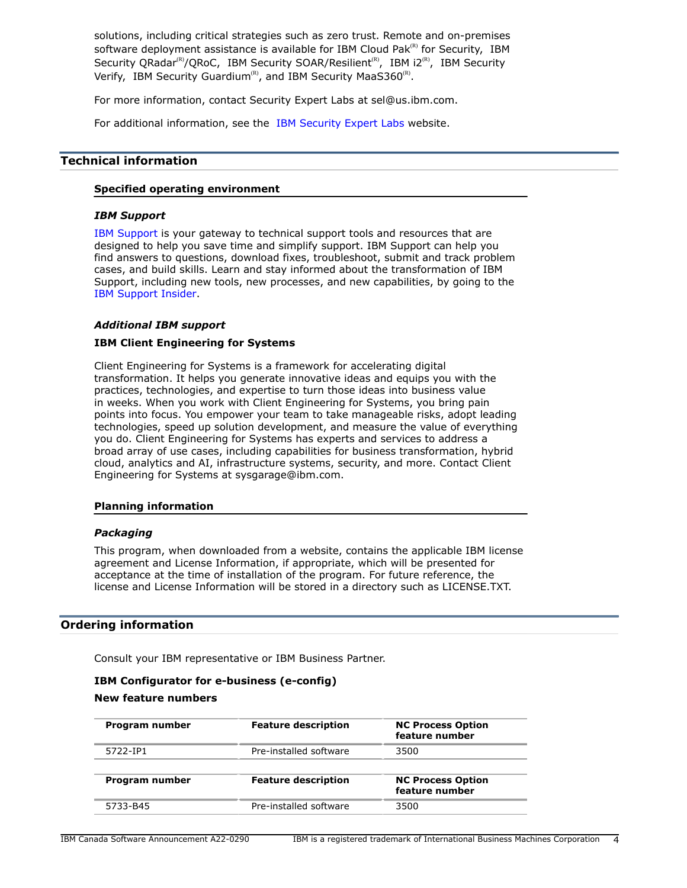solutions, including critical strategies such as zero trust. Remote and on-premises software deployment assistance is available for IBM Cloud Pak(R) for Security, IBM Security QRadar(R)/QRoC, IBM Security SOAR/Resilient(R), IBM i2(R), IBM Security Verify, IBM Security Guardium(R), and IBM Security MaaS360(R).

For more information, contact Security Expert Labs at sel@us.ibm.com.

For additional information, see the IBM Security Expert Labs website.

## Technical information

### Specified operating environment

#### *IBM Support*

IBM Support is your gateway to technical support tools and resources that are designed to help you save time and simplify support. IBM Support can help you find answers to questions, download fixes, troubleshoot, submit and track problem cases, and build skills. Learn and stay informed about the transformation of IBM Support, including new tools, new processes, and new capabilities, by going to the IBM Support Insider.

#### *Additional IBM support*

**IBM Client Engineering for Systems**

Client Engineering for Systems is a framework for accelerating digital transformation. It helps you generate innovative ideas and equips you with the practices, technologies, and expertise to turn those ideas into business value in weeks. When you work with Client Engineering for Systems, you bring pain points into focus. You empower your team to take manageable risks, adopt leading technologies, speed up solution development, and measure the value of everything you do. Client Engineering for Systems has experts and services to address a broad array of use cases, including capabilities for business transformation, hybrid cloud, analytics and AI, infrastructure systems, security, and more. Contact Client Engineering for Systems at sysgarage@ibm.com.

### Planning information

#### *Packaging*

This program, when downloaded from a website, contains the applicable IBM license agreement and License Information, if appropriate, which will be presented for acceptance at the time of installation of the program. For future reference, the license and License Information will be stored in a directory such as LICENSE.TXT.

## Ordering information

Consult your IBM representative or IBM Business Partner.

**IBM Configurator for e-business (e-config)**

**New feature numbers**

| Program number | Feature description | NC Process Option feature number |
|---|---|---|
| 5722-IP1 | Pre-installed software | 3500 |

| Program number | Feature description | NC Process Option feature number |
|---|---|---|
| 5733-B45 | Pre-installed software | 3500 |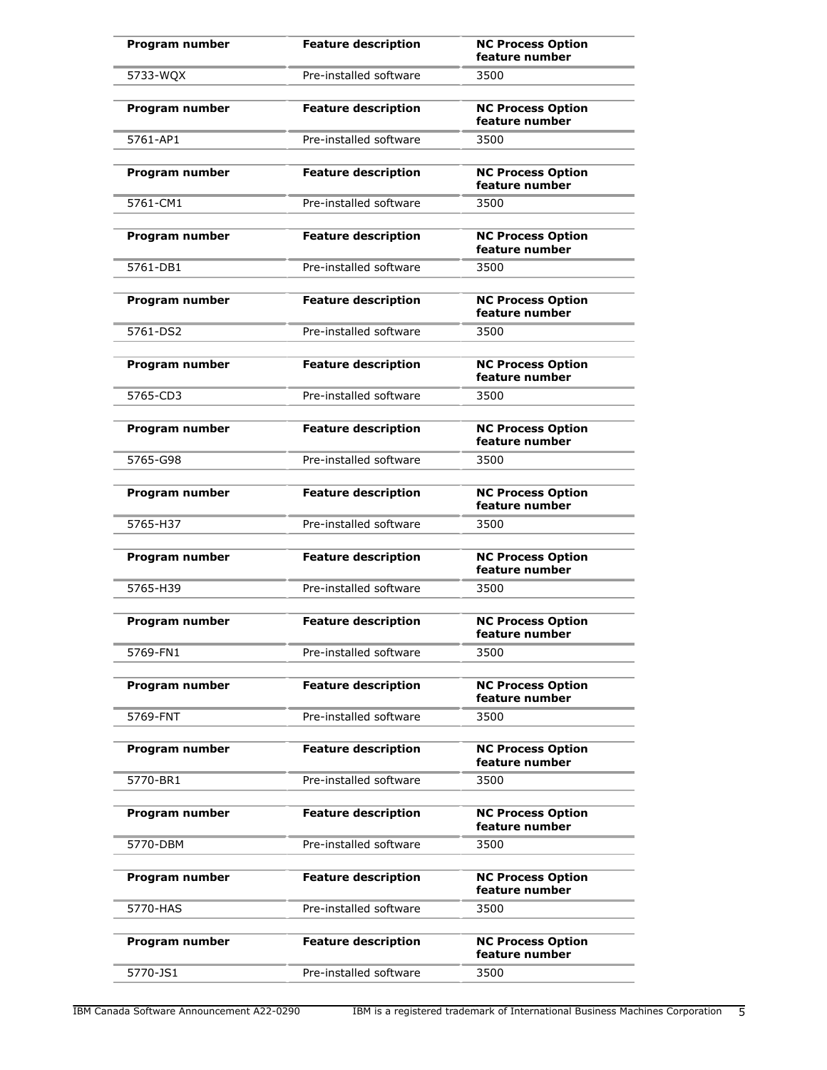| Program number | Feature description | NC Process Option feature number |
|---|---|---|
| 5733-WQX | Pre-installed software | 3500 |

| Program number | Feature description | NC Process Option feature number |
|---|---|---|
| 5761-AP1 | Pre-installed software | 3500 |

| Program number | Feature description | NC Process Option feature number |
|---|---|---|
| 5761-CM1 | Pre-installed software | 3500 |

| Program number | Feature description | NC Process Option feature number |
|---|---|---|
| 5761-DB1 | Pre-installed software | 3500 |

| Program number | Feature description | NC Process Option feature number |
|---|---|---|
| 5761-DS2 | Pre-installed software | 3500 |

| Program number | Feature description | NC Process Option feature number |
|---|---|---|
| 5765-CD3 | Pre-installed software | 3500 |

| Program number | Feature description | NC Process Option feature number |
|---|---|---|
| 5765-G98 | Pre-installed software | 3500 |

| Program number | Feature description | NC Process Option feature number |
|---|---|---|
| 5765-H37 | Pre-installed software | 3500 |

| Program number | Feature description | NC Process Option feature number |
|---|---|---|
| 5765-H39 | Pre-installed software | 3500 |

| Program number | Feature description | NC Process Option feature number |
|---|---|---|
| 5769-FN1 | Pre-installed software | 3500 |

| Program number | Feature description | NC Process Option feature number |
|---|---|---|
| 5769-FNT | Pre-installed software | 3500 |

| Program number | Feature description | NC Process Option feature number |
|---|---|---|
| 5770-BR1 | Pre-installed software | 3500 |

| Program number | Feature description | NC Process Option feature number |
|---|---|---|
| 5770-DBM | Pre-installed software | 3500 |

| Program number | Feature description | NC Process Option feature number |
|---|---|---|
| 5770-HAS | Pre-installed software | 3500 |

| Program number | Feature description | NC Process Option feature number |
|---|---|---|
| 5770-JS1 | Pre-installed software | 3500 |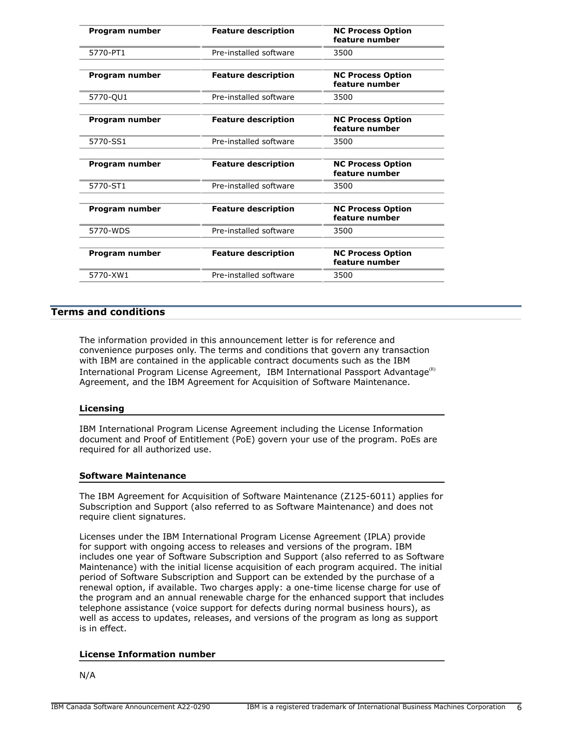| Program number | Feature description | NC Process Option feature number |
| --- | --- | --- |
| 5770-PT1 | Pre-installed software | 3500 |

| Program number | Feature description | NC Process Option feature number |
| --- | --- | --- |
| 5770-QU1 | Pre-installed software | 3500 |

| Program number | Feature description | NC Process Option feature number |
| --- | --- | --- |
| 5770-SS1 | Pre-installed software | 3500 |

| Program number | Feature description | NC Process Option feature number |
| --- | --- | --- |
| 5770-ST1 | Pre-installed software | 3500 |

| Program number | Feature description | NC Process Option feature number |
| --- | --- | --- |
| 5770-WDS | Pre-installed software | 3500 |

| Program number | Feature description | NC Process Option feature number |
| --- | --- | --- |
| 5770-XW1 | Pre-installed software | 3500 |

## Terms and conditions

The information provided in this announcement letter is for reference and convenience purposes only. The terms and conditions that govern any transaction with IBM are contained in the applicable contract documents such as the IBM International Program License Agreement, IBM International Passport Advantage(R) Agreement, and the IBM Agreement for Acquisition of Software Maintenance.

### Licensing

IBM International Program License Agreement including the License Information document and Proof of Entitlement (PoE) govern your use of the program. PoEs are required for all authorized use.

### Software Maintenance

The IBM Agreement for Acquisition of Software Maintenance (Z125-6011) applies for Subscription and Support (also referred to as Software Maintenance) and does not require client signatures.

Licenses under the IBM International Program License Agreement (IPLA) provide for support with ongoing access to releases and versions of the program. IBM includes one year of Software Subscription and Support (also referred to as Software Maintenance) with the initial license acquisition of each program acquired. The initial period of Software Subscription and Support can be extended by the purchase of a renewal option, if available. Two charges apply: a one-time license charge for use of the program and an annual renewable charge for the enhanced support that includes telephone assistance (voice support for defects during normal business hours), as well as access to updates, releases, and versions of the program as long as support is in effect.

### License Information number

N/A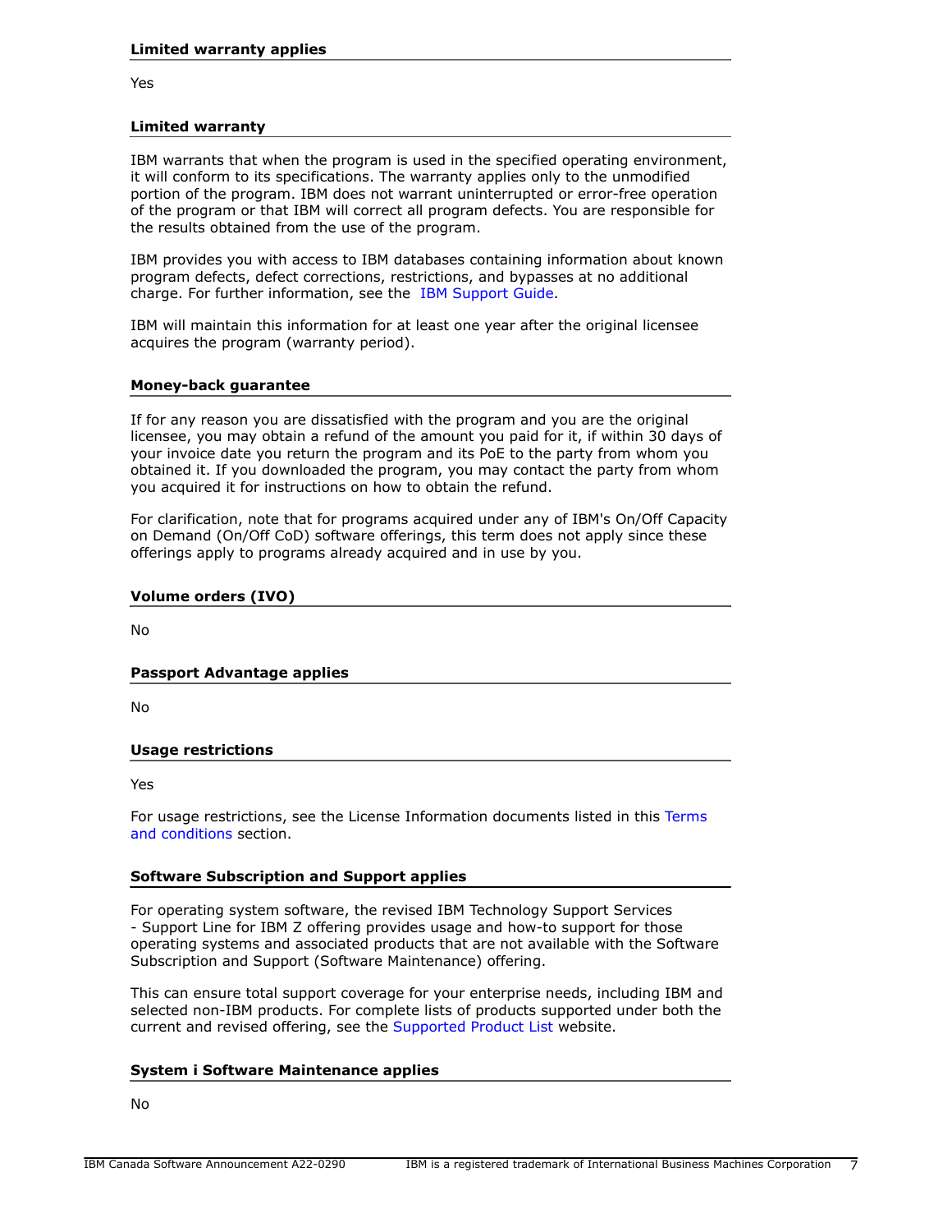### Limited warranty applies

Yes

### Limited warranty

IBM warrants that when the program is used in the specified operating environment, it will conform to its specifications. The warranty applies only to the unmodified portion of the program. IBM does not warrant uninterrupted or error-free operation of the program or that IBM will correct all program defects. You are responsible for the results obtained from the use of the program.

IBM provides you with access to IBM databases containing information about known program defects, defect corrections, restrictions, and bypasses at no additional charge. For further information, see the IBM Support Guide.

IBM will maintain this information for at least one year after the original licensee acquires the program (warranty period).

### Money-back guarantee

If for any reason you are dissatisfied with the program and you are the original licensee, you may obtain a refund of the amount you paid for it, if within 30 days of your invoice date you return the program and its PoE to the party from whom you obtained it. If you downloaded the program, you may contact the party from whom you acquired it for instructions on how to obtain the refund.

For clarification, note that for programs acquired under any of IBM's On/Off Capacity on Demand (On/Off CoD) software offerings, this term does not apply since these offerings apply to programs already acquired and in use by you.

### Volume orders (IVO)

No

### Passport Advantage applies

No

### Usage restrictions

Yes

For usage restrictions, see the License Information documents listed in this Terms and conditions section.

### Software Subscription and Support applies

For operating system software, the revised IBM Technology Support Services - Support Line for IBM Z offering provides usage and how-to support for those operating systems and associated products that are not available with the Software Subscription and Support (Software Maintenance) offering.

This can ensure total support coverage for your enterprise needs, including IBM and selected non-IBM products. For complete lists of products supported under both the current and revised offering, see the Supported Product List website.

### System i Software Maintenance applies

No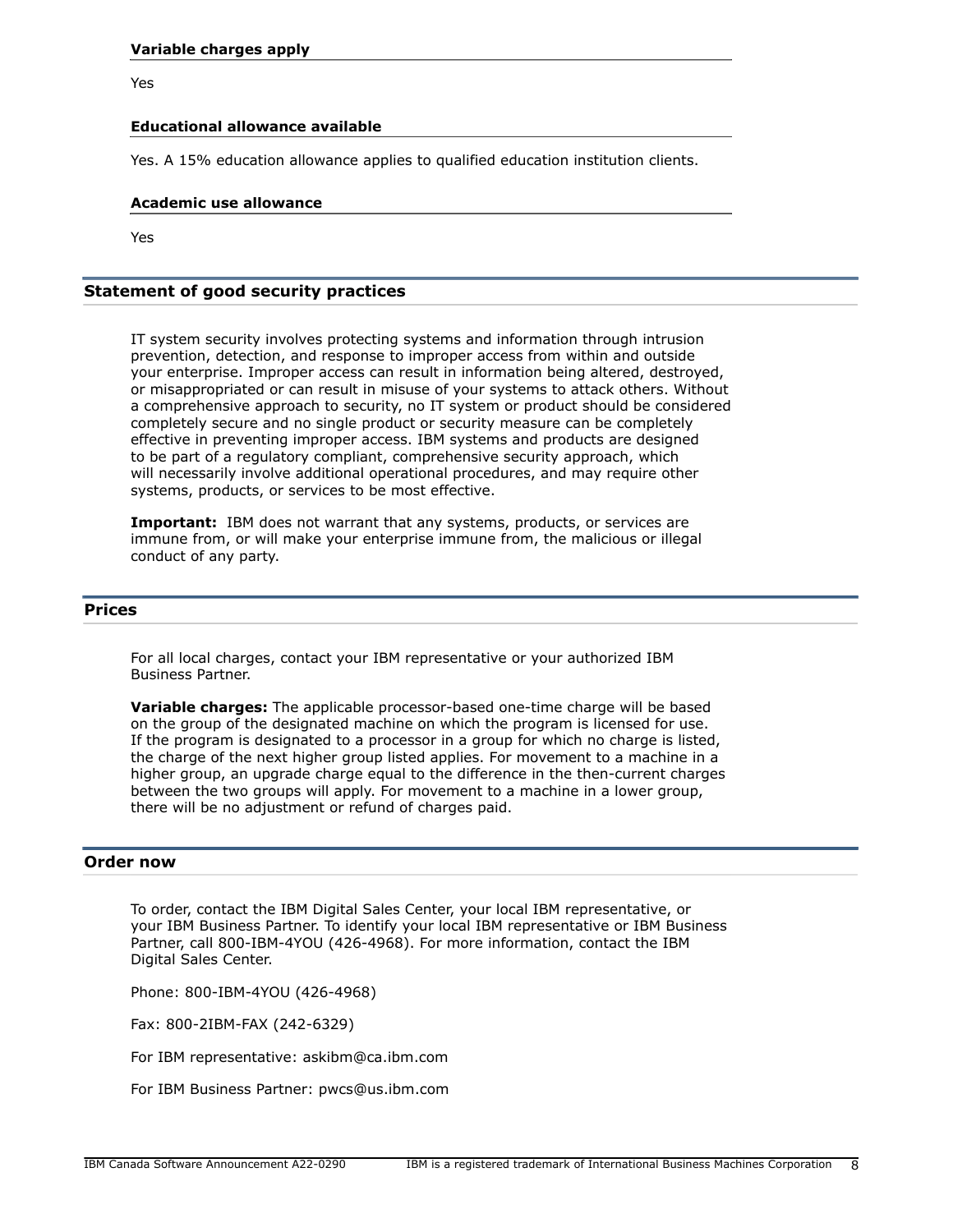### Variable charges apply

Yes

### Educational allowance available

Yes. A 15% education allowance applies to qualified education institution clients.

### Academic use allowance

Yes

## Statement of good security practices

IT system security involves protecting systems and information through intrusion prevention, detection, and response to improper access from within and outside your enterprise. Improper access can result in information being altered, destroyed, or misappropriated or can result in misuse of your systems to attack others. Without a comprehensive approach to security, no IT system or product should be considered completely secure and no single product or security measure can be completely effective in preventing improper access. IBM systems and products are designed to be part of a regulatory compliant, comprehensive security approach, which will necessarily involve additional operational procedures, and may require other systems, products, or services to be most effective.

**Important:** IBM does not warrant that any systems, products, or services are immune from, or will make your enterprise immune from, the malicious or illegal conduct of any party.

## Prices

For all local charges, contact your IBM representative or your authorized IBM Business Partner.

**Variable charges:** The applicable processor-based one-time charge will be based on the group of the designated machine on which the program is licensed for use. If the program is designated to a processor in a group for which no charge is listed, the charge of the next higher group listed applies. For movement to a machine in a higher group, an upgrade charge equal to the difference in the then-current charges between the two groups will apply. For movement to a machine in a lower group, there will be no adjustment or refund of charges paid.

## Order now

To order, contact the IBM Digital Sales Center, your local IBM representative, or your IBM Business Partner. To identify your local IBM representative or IBM Business Partner, call 800-IBM-4YOU (426-4968). For more information, contact the IBM Digital Sales Center.

Phone: 800-IBM-4YOU (426-4968)

Fax: 800-2IBM-FAX (242-6329)

For IBM representative: askibm@ca.ibm.com

For IBM Business Partner: pwcs@us.ibm.com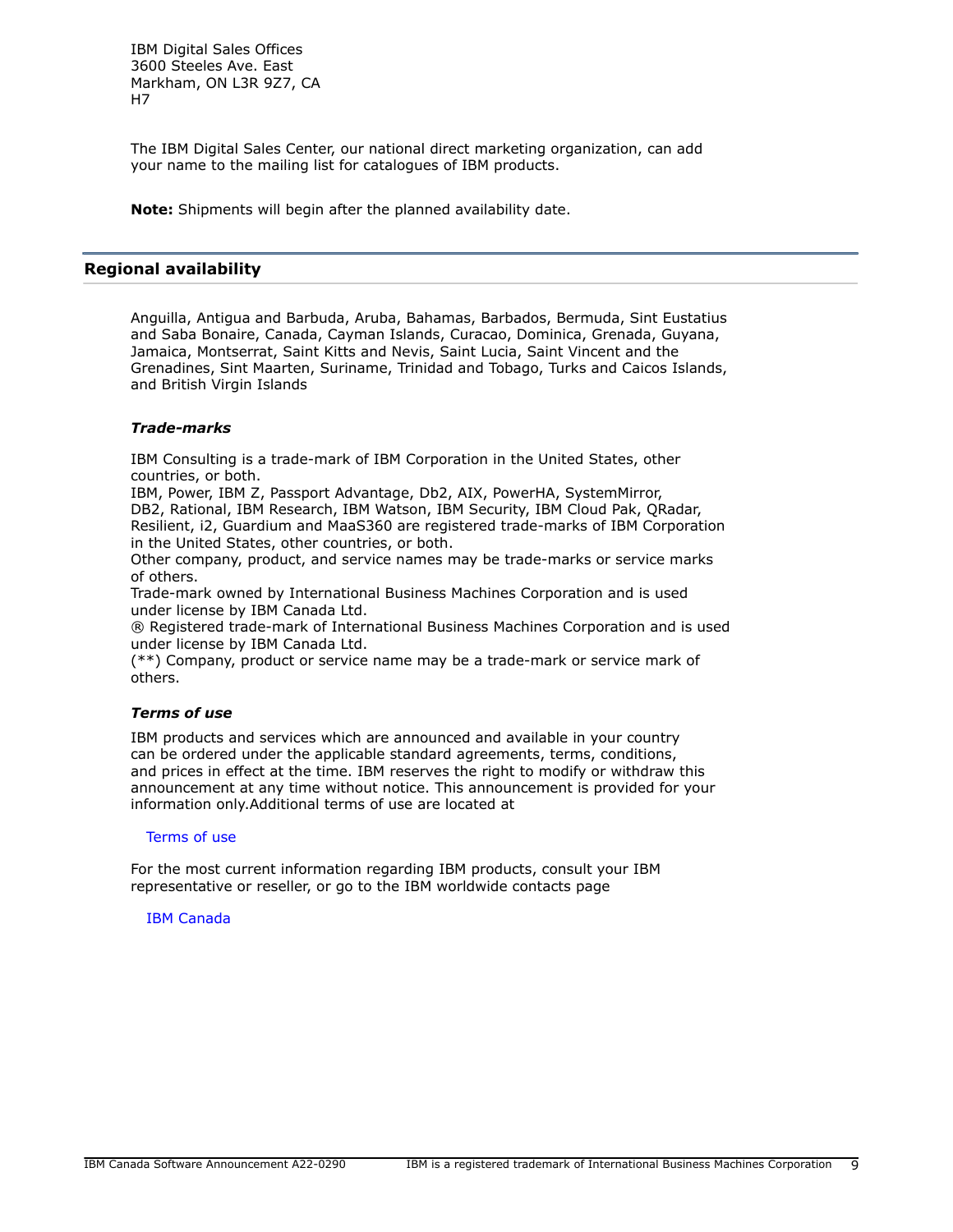IBM Digital Sales Offices
3600 Steeles Ave. East
Markham, ON L3R 9Z7, CA
H7

The IBM Digital Sales Center, our national direct marketing organization, can add your name to the mailing list for catalogues of IBM products.

**Note:** Shipments will begin after the planned availability date.

## Regional availability

Anguilla, Antigua and Barbuda, Aruba, Bahamas, Barbados, Bermuda, Sint Eustatius and Saba Bonaire, Canada, Cayman Islands, Curacao, Dominica, Grenada, Guyana, Jamaica, Montserrat, Saint Kitts and Nevis, Saint Lucia, Saint Vincent and the Grenadines, Sint Maarten, Suriname, Trinidad and Tobago, Turks and Caicos Islands, and British Virgin Islands

### *Trade-marks*

IBM Consulting is a trade-mark of IBM Corporation in the United States, other countries, or both.
IBM, Power, IBM Z, Passport Advantage, Db2, AIX, PowerHA, SystemMirror, DB2, Rational, IBM Research, IBM Watson, IBM Security, IBM Cloud Pak, QRadar, Resilient, i2, Guardium and MaaS360 are registered trade-marks of IBM Corporation in the United States, other countries, or both.
Other company, product, and service names may be trade-marks or service marks of others.
Trade-mark owned by International Business Machines Corporation and is used under license by IBM Canada Ltd.
® Registered trade-mark of International Business Machines Corporation and is used under license by IBM Canada Ltd.
(**) Company, product or service name may be a trade-mark or service mark of others.

### *Terms of use*

IBM products and services which are announced and available in your country can be ordered under the applicable standard agreements, terms, conditions, and prices in effect at the time. IBM reserves the right to modify or withdraw this announcement at any time without notice. This announcement is provided for your information only.Additional terms of use are located at

Terms of use

For the most current information regarding IBM products, consult your IBM representative or reseller, or go to the IBM worldwide contacts page

IBM Canada